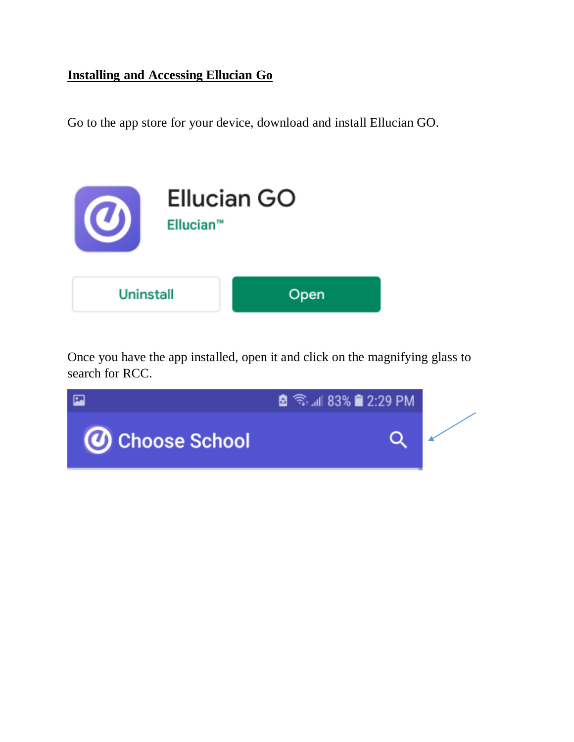**Installing and Accessing Ellucian Go**

Go to the app store for your device, download and install Ellucian GO.

Once you have the app installed, open it and click on the magnifying glass to search for RCC.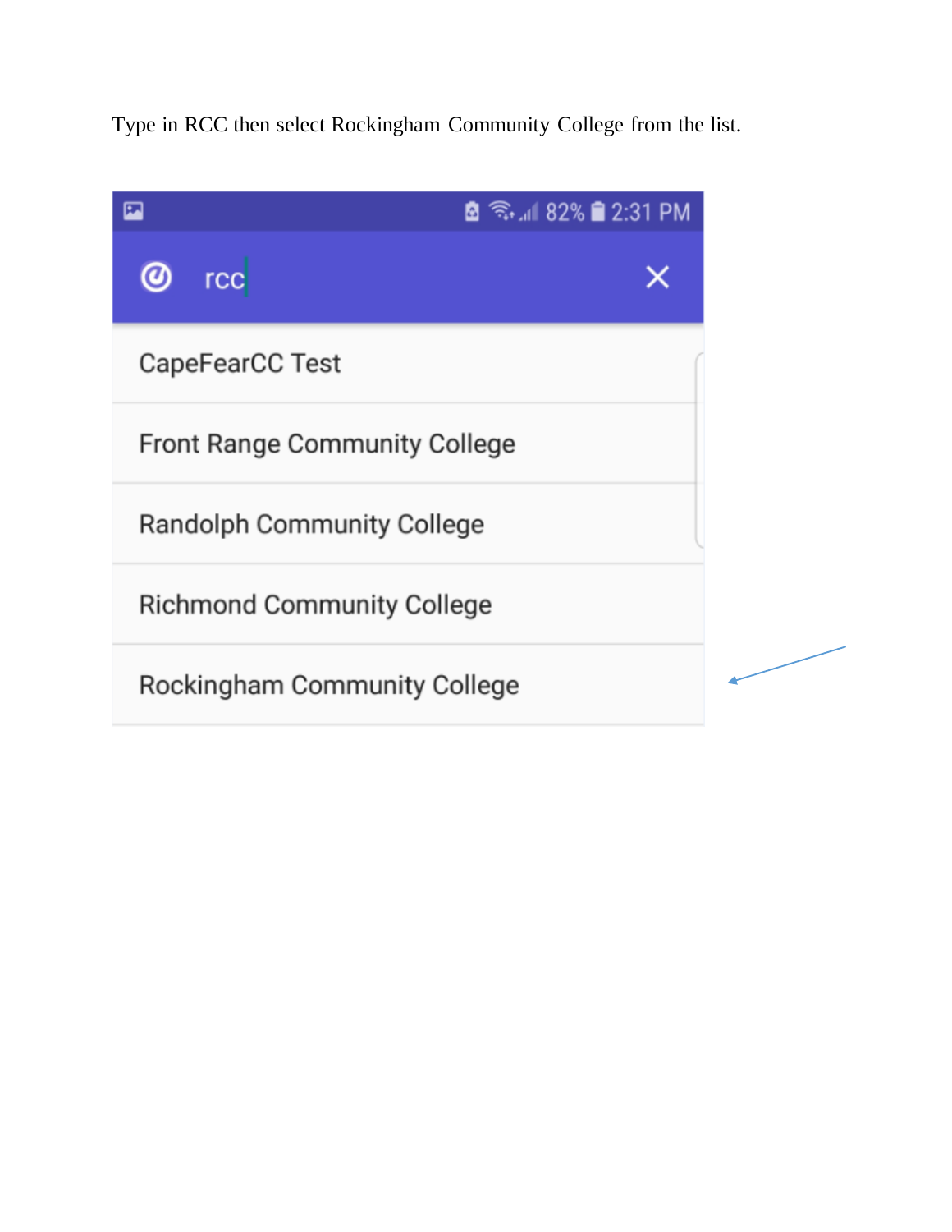Type in RCC then select Rockingham Community College from the list.

rcc

- CapeFearCC Test
- Front Range Community College
- Randolph Community College
- Richmond Community College
- Rockingham Community College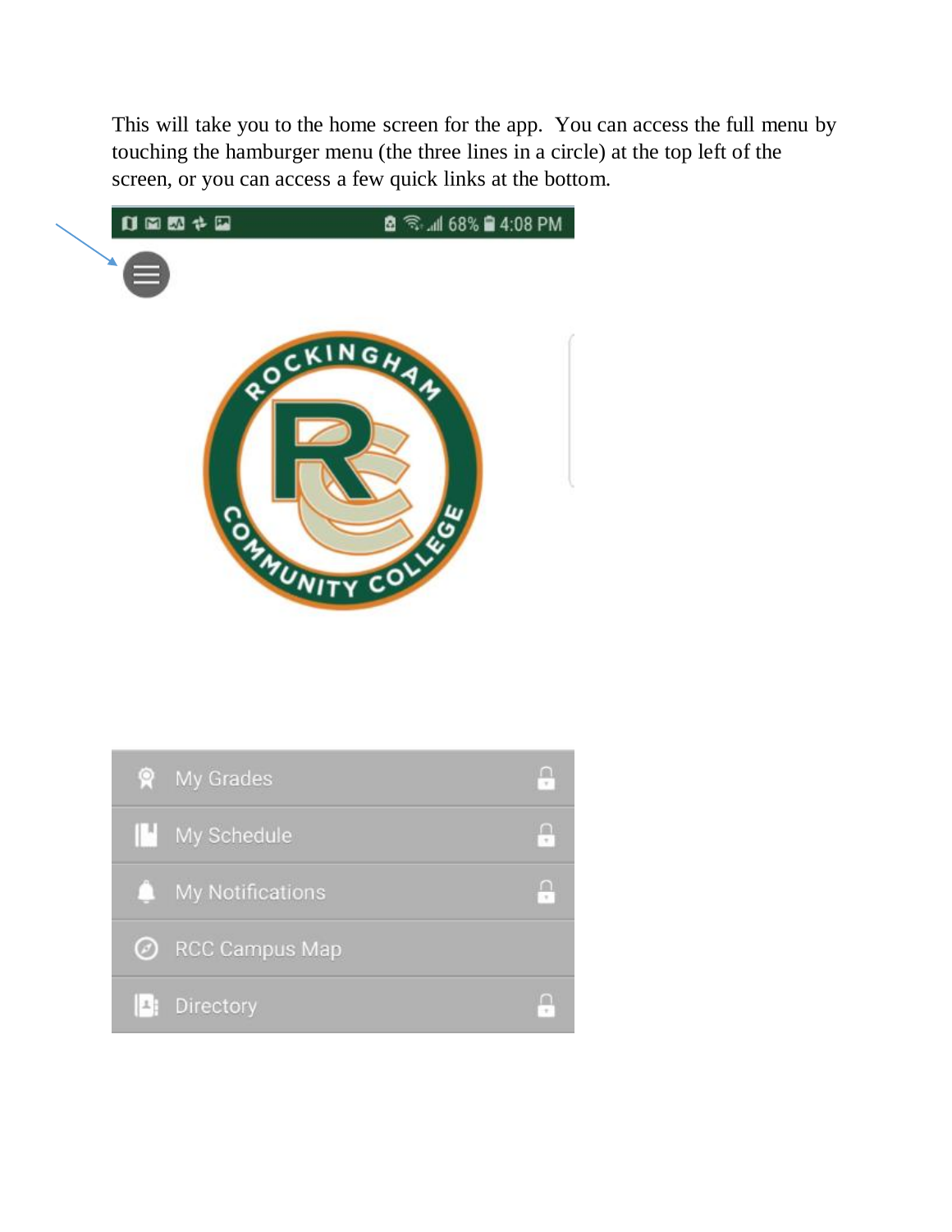This will take you to the home screen for the app. You can access the full menu by touching the hamburger menu (the three lines in a circle) at the top left of the screen, or you can access a few quick links at the bottom.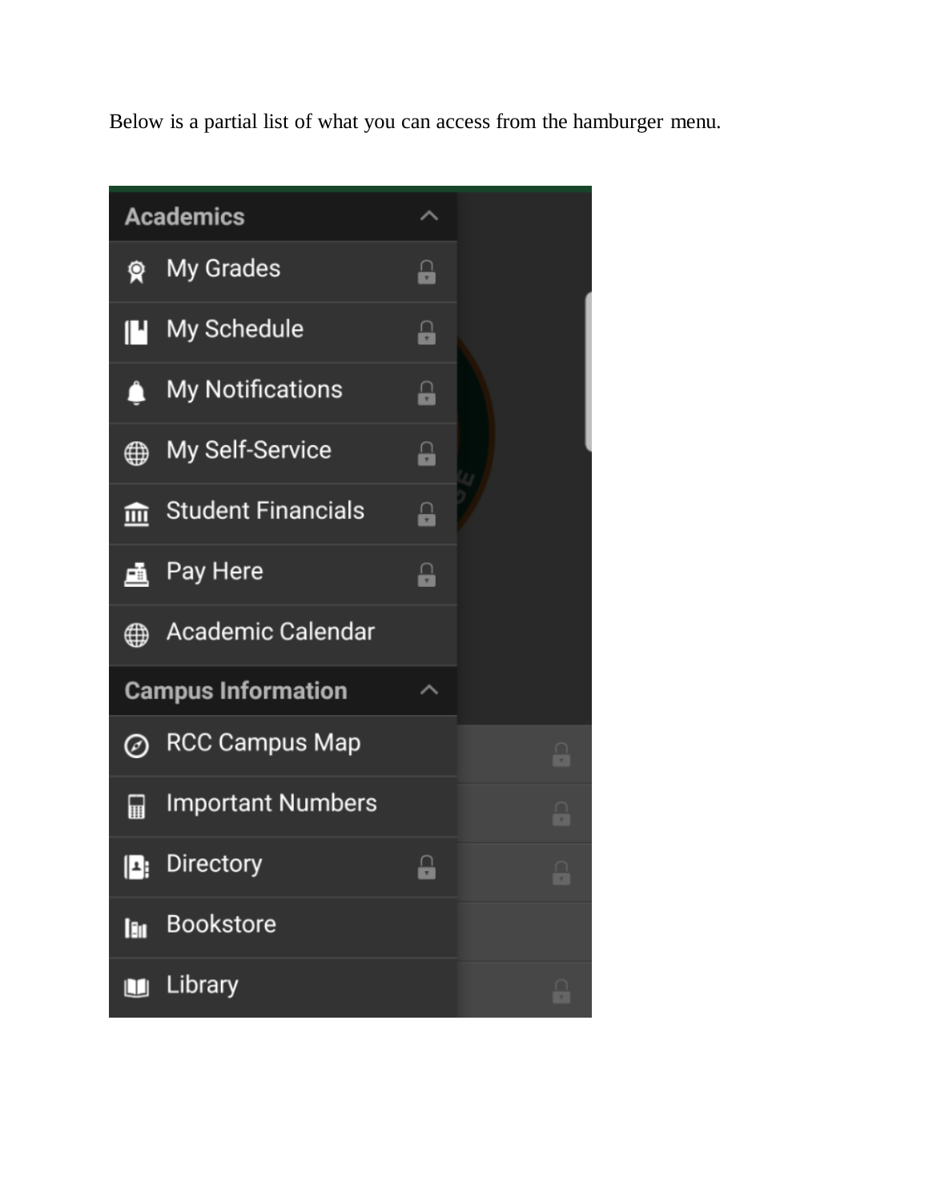Below is a partial list of what you can access from the hamburger menu.

**Academics**

- My Grades
- My Schedule
- My Notifications
- My Self-Service
- Student Financials
- Pay Here
- Academic Calendar

**Campus Information**

- RCC Campus Map
- Important Numbers
- Directory
- Bookstore
- Library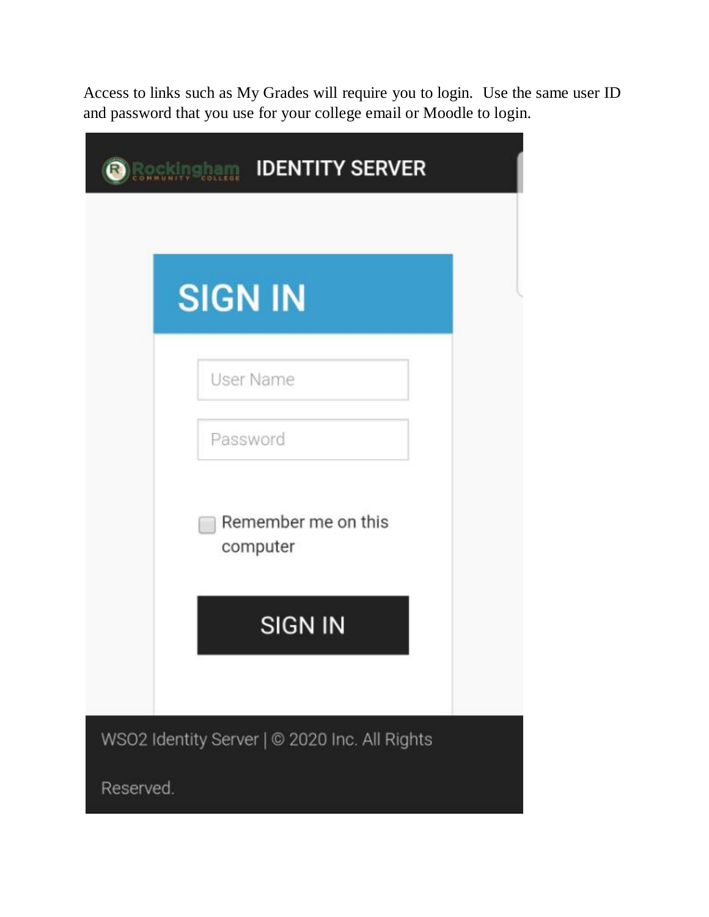Access to links such as My Grades will require you to login. Use the same user ID and password that you use for your college email or Moodle to login.

Rockingham COMMUNITY COLLEGE IDENTITY SERVER

SIGN IN

User Name

Password

Remember me on this computer

SIGN IN

WSO2 Identity Server | © 2020 Inc. All Rights Reserved.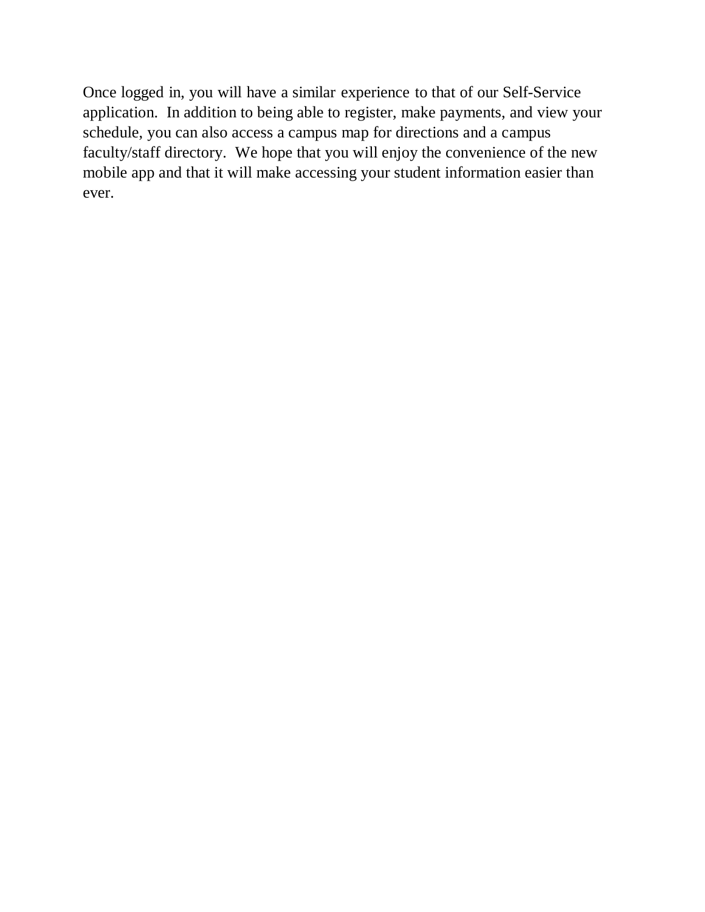Once logged in, you will have a similar experience to that of our Self-Service application. In addition to being able to register, make payments, and view your schedule, you can also access a campus map for directions and a campus faculty/staff directory. We hope that you will enjoy the convenience of the new mobile app and that it will make accessing your student information easier than ever.